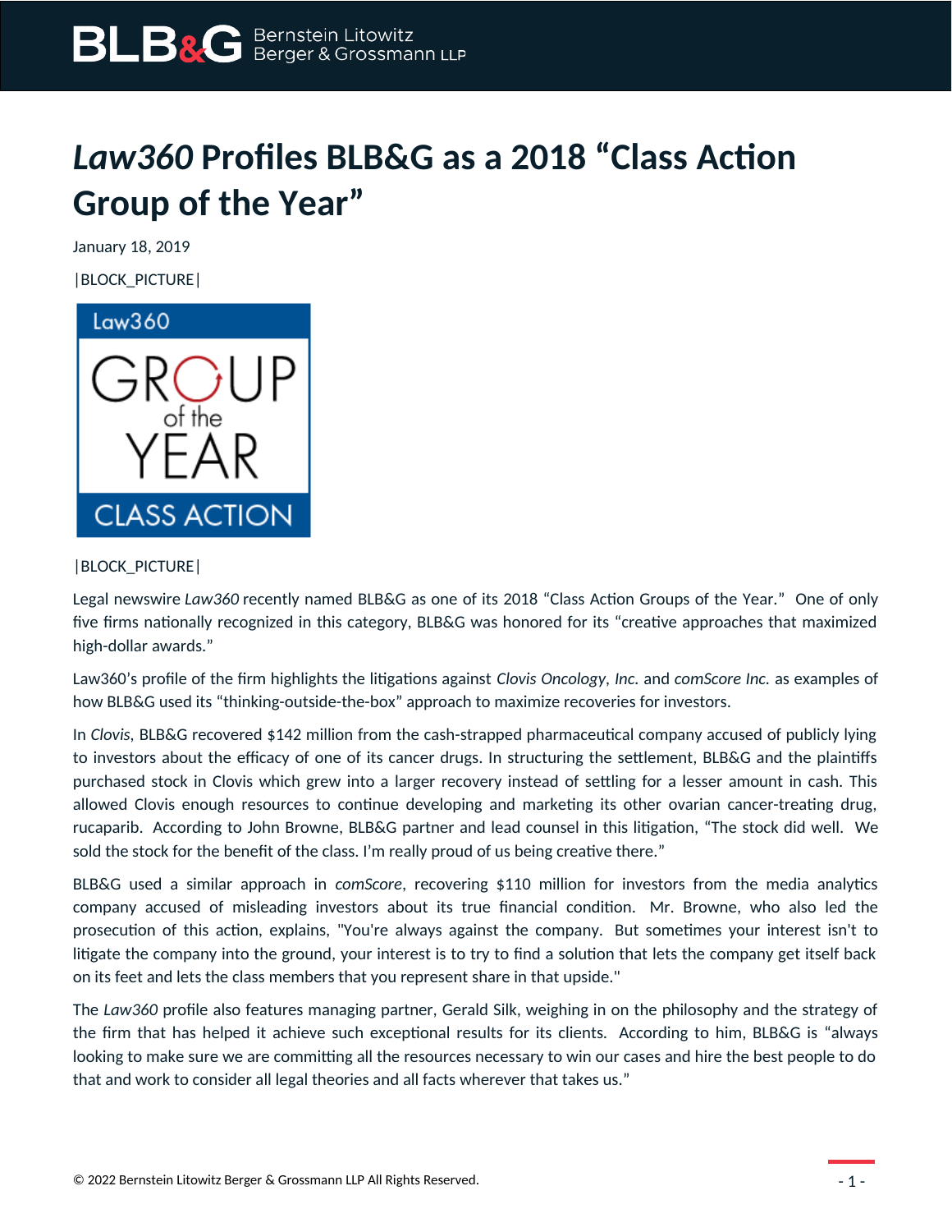# *Law360* Profiles BLB&G as a 2018 "Class Action Group of the Year"

January 18, 2019

|BLOCK_PICTURE|

|BLOCK_PICTURE|

Legal newswire *Law360* recently named BLB&G as one of its 2018 "Class Action Groups of the Year." One of only five firms nationally recognized in this category, BLB&G was honored for its "creative approaches that maximized high-dollar awards."

Law360's profile of the firm highlights the litigations against *Clovis Oncology*, *Inc.* and *comScore Inc.* as examples of how BLB&G used its "thinking-outside-the-box" approach to maximize recoveries for investors.

In *Clovis*, BLB&G recovered $142 million from the cash-strapped pharmaceutical company accused of publicly lying to investors about the efficacy of one of its cancer drugs. In structuring the settlement, BLB&G and the plaintiffs purchased stock in Clovis which grew into a larger recovery instead of settling for a lesser amount in cash. This allowed Clovis enough resources to continue developing and marketing its other ovarian cancer-treating drug, rucaparib. According to John Browne, BLB&G partner and lead counsel in this litigation, "The stock did well. We sold the stock for the benefit of the class. I'm really proud of us being creative there."

BLB&G used a similar approach in *comScore*, recovering $110 million for investors from the media analytics company accused of misleading investors about its true financial condition. Mr. Browne, who also led the prosecution of this action, explains, "You're always against the company. But sometimes your interest isn't to litigate the company into the ground, your interest is to try to find a solution that lets the company get itself back on its feet and lets the class members that you represent share in that upside."

The *Law360* profile also features managing partner, Gerald Silk, weighing in on the philosophy and the strategy of the firm that has helped it achieve such exceptional results for its clients. According to him, BLB&G is "always looking to make sure we are committing all the resources necessary to win our cases and hire the best people to do that and work to consider all legal theories and all facts wherever that takes us."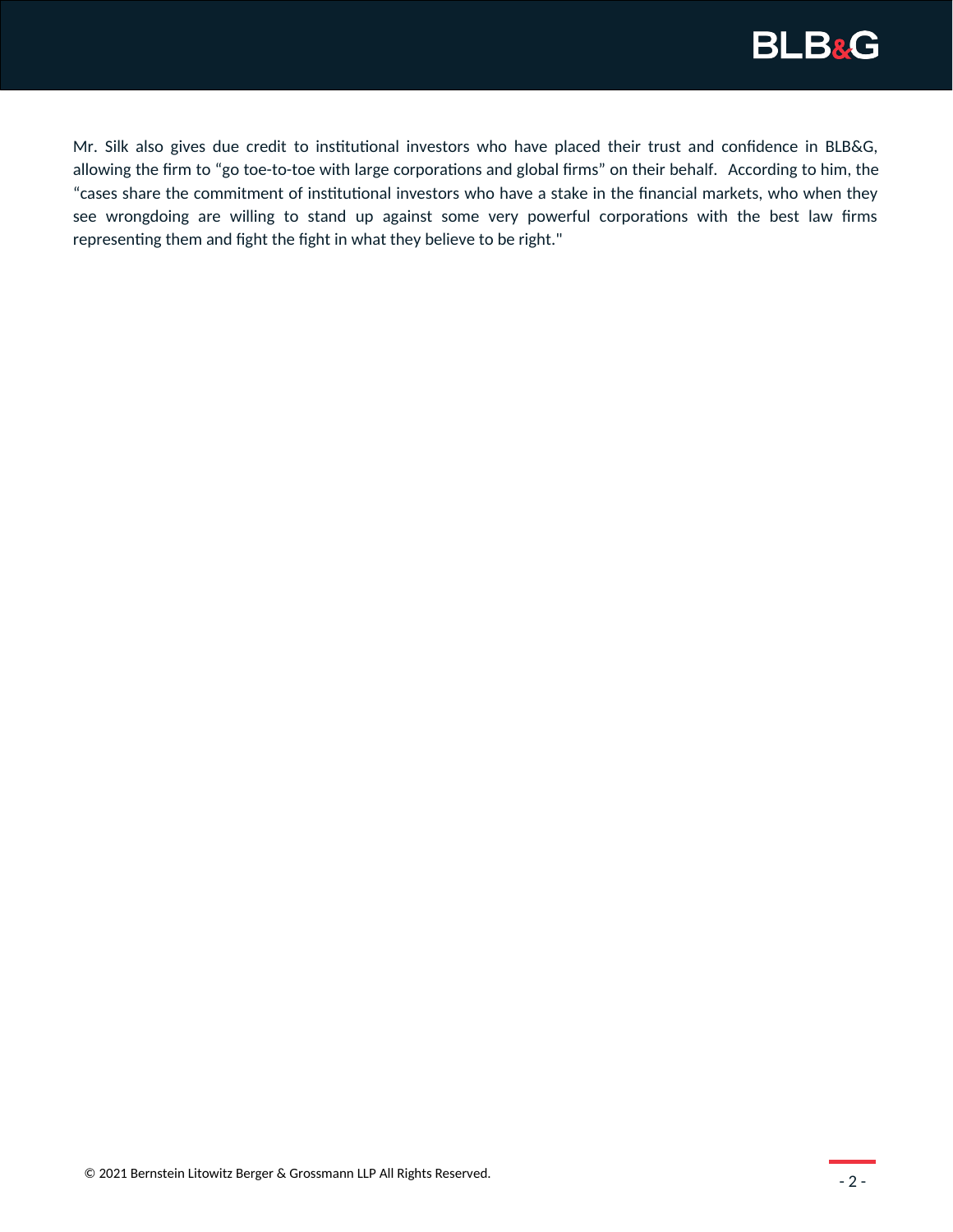Mr. Silk also gives due credit to institutional investors who have placed their trust and confidence in BLB&G, allowing the firm to "go toe-to-toe with large corporations and global firms" on their behalf. According to him, the "cases share the commitment of institutional investors who have a stake in the financial markets, who when they see wrongdoing are willing to stand up against some very powerful corporations with the best law firms representing them and fight the fight in what they believe to be right."